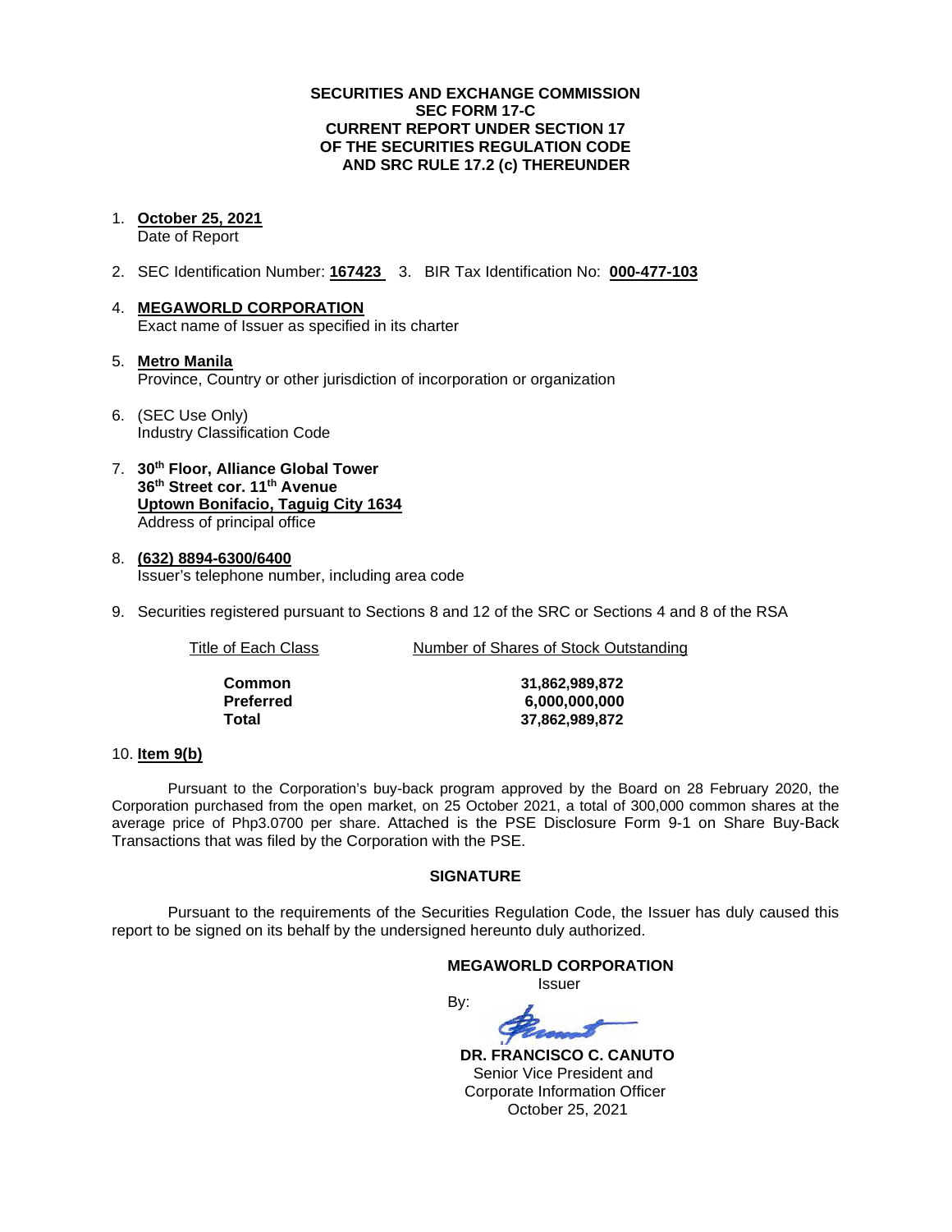**SECURITIES AND EXCHANGE COMMISSION**
**SEC FORM 17-C**
**CURRENT REPORT UNDER SECTION 17**
**OF THE SECURITIES REGULATION CODE**
**AND SRC RULE 17.2 (c) THEREUNDER**

1. **October 25, 2021**
   Date of Report

2. SEC Identification Number: **167423** 3. BIR Tax Identification No: **000-477-103**

4. **MEGAWORLD CORPORATION**
   Exact name of Issuer as specified in its charter

5. **Metro Manila**
   Province, Country or other jurisdiction of incorporation or organization

6. (SEC Use Only)
   Industry Classification Code

7. **30th Floor, Alliance Global Tower**
   **36th Street cor. 11th Avenue**
   **Uptown Bonifacio, Taguig City 1634**
   Address of principal office

8. **(632) 8894-6300/6400**
   Issuer's telephone number, including area code

9. Securities registered pursuant to Sections 8 and 12 of the SRC or Sections 4 and 8 of the RSA

| Title of Each Class | Number of Shares of Stock Outstanding |
|---|---|
| **Common** | **31,862,989,872** |
| **Preferred** | **6,000,000,000** |
| **Total** | **37,862,989,872** |

10. **Item 9(b)**

Pursuant to the Corporation's buy-back program approved by the Board on 28 February 2020, the Corporation purchased from the open market, on 25 October 2021, a total of 300,000 common shares at the average price of Php3.0700 per share. Attached is the PSE Disclosure Form 9-1 on Share Buy-Back Transactions that was filed by the Corporation with the PSE.

**SIGNATURE**

Pursuant to the requirements of the Securities Regulation Code, the Issuer has duly caused this report to be signed on its behalf by the undersigned hereunto duly authorized.

**MEGAWORLD CORPORATION**
Issuer

By:

**DR. FRANCISCO C. CANUTO**
Senior Vice President and
Corporate Information Officer
October 25, 2021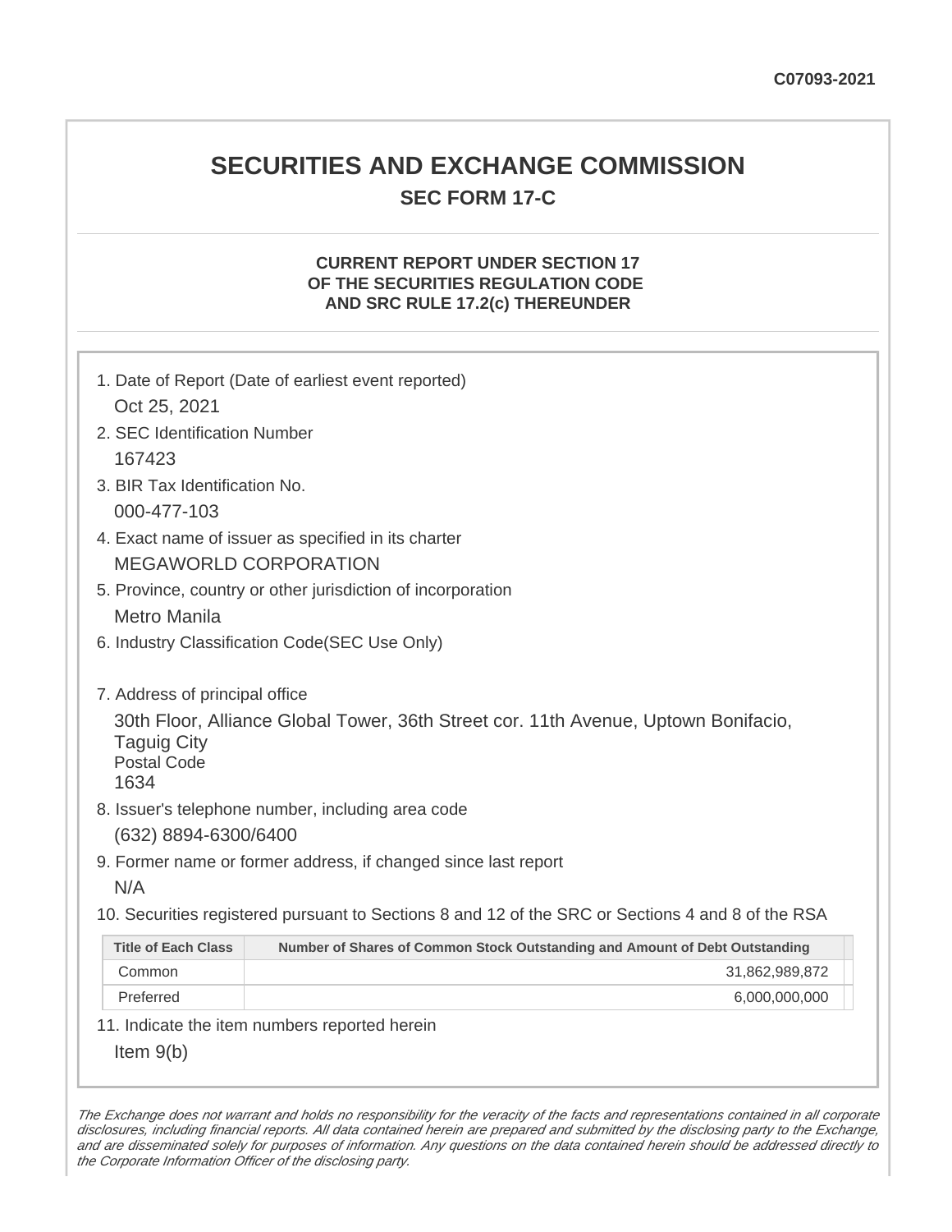C07093-2021

# SECURITIES AND EXCHANGE COMMISSION

## SEC FORM 17-C

### CURRENT REPORT UNDER SECTION 17 OF THE SECURITIES REGULATION CODE AND SRC RULE 17.2(c) THEREUNDER

1. Date of Report (Date of earliest event reported)
   Oct 25, 2021
2. SEC Identification Number
   167423
3. BIR Tax Identification No.
   000-477-103
4. Exact name of issuer as specified in its charter
   MEGAWORLD CORPORATION
5. Province, country or other jurisdiction of incorporation
   Metro Manila
6. Industry Classification Code(SEC Use Only)

7. Address of principal office
   30th Floor, Alliance Global Tower, 36th Street cor. 11th Avenue, Uptown Bonifacio, Taguig City
   Postal Code
   1634
8. Issuer's telephone number, including area code
   (632) 8894-6300/6400
9. Former name or former address, if changed since last report
   N/A
10. Securities registered pursuant to Sections 8 and 12 of the SRC or Sections 4 and 8 of the RSA

| Title of Each Class | Number of Shares of Common Stock Outstanding and Amount of Debt Outstanding |
|---|---|
| Common | 31,862,989,872 |
| Preferred | 6,000,000,000 |

11. Indicate the item numbers reported herein
    Item 9(b)

*The Exchange does not warrant and holds no responsibility for the veracity of the facts and representations contained in all corporate disclosures, including financial reports. All data contained herein are prepared and submitted by the disclosing party to the Exchange, and are disseminated solely for purposes of information. Any questions on the data contained herein should be addressed directly to the Corporate Information Officer of the disclosing party.*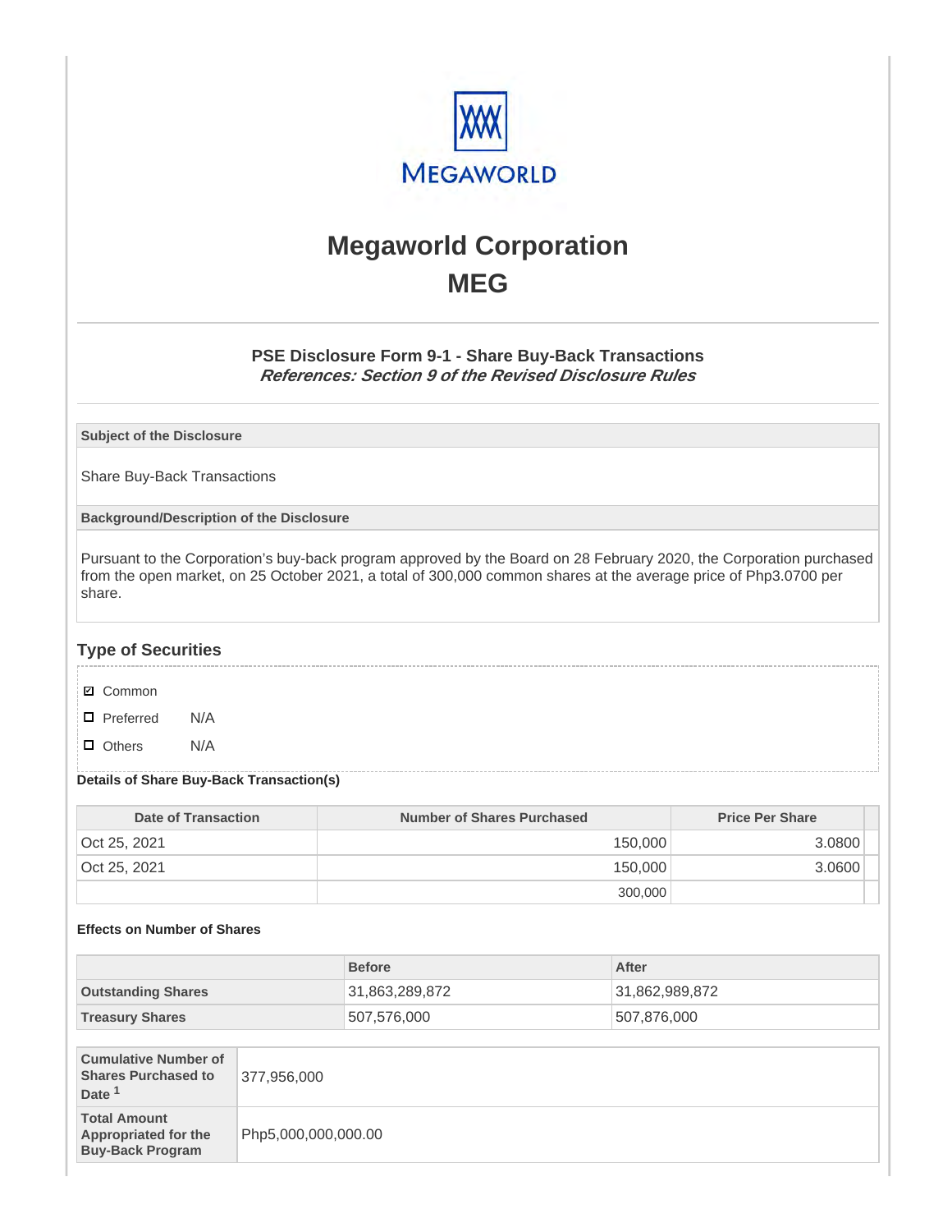# Megaworld Corporation
# MEG

### PSE Disclosure Form 9-1 - Share Buy-Back Transactions
***References: Section 9 of the Revised Disclosure Rules***

| Subject of the Disclosure |
|---|
| Share Buy-Back Transactions |

| Background/Description of the Disclosure |
|---|
| Pursuant to the Corporation's buy-back program approved by the Board on 28 February 2020, the Corporation purchased from the open market, on 25 October 2021, a total of 300,000 common shares at the average price of Php3.0700 per share. |

## Type of Securities

- ☑ Common
- ☐ Preferred N/A
- ☐ Others N/A

**Details of Share Buy-Back Transaction(s)**

| Date of Transaction | Number of Shares Purchased | Price Per Share |
|---|---|---|
| Oct 25, 2021 | 150,000 | 3.0800 |
| Oct 25, 2021 | 150,000 | 3.0600 |
| | 300,000 | |

**Effects on Number of Shares**

| | Before | After |
|---|---|---|
| **Outstanding Shares** | 31,863,289,872 | 31,862,989,872 |
| **Treasury Shares** | 507,576,000 | 507,876,000 |

| | |
|---|---|
| **Cumulative Number of Shares Purchased to Date [1]** | 377,956,000 |
| **Total Amount Appropriated for the Buy-Back Program** | Php5,000,000,000.00 |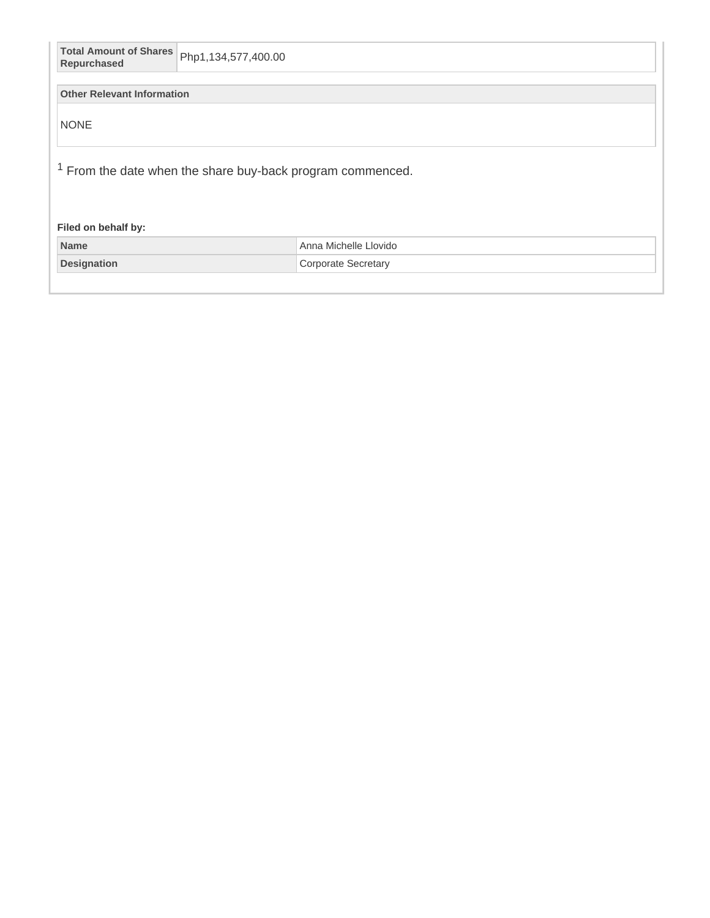| | |
|---|---|
| **Total Amount of Shares Repurchased** | Php1,134,577,400.00 |

| **Other Relevant Information** |
|---|
| NONE |

[1] From the date when the share buy-back program commenced.

**Filed on behalf by:**

| | |
|---|---|
| **Name** | Anna Michelle Llovido |
| **Designation** | Corporate Secretary |